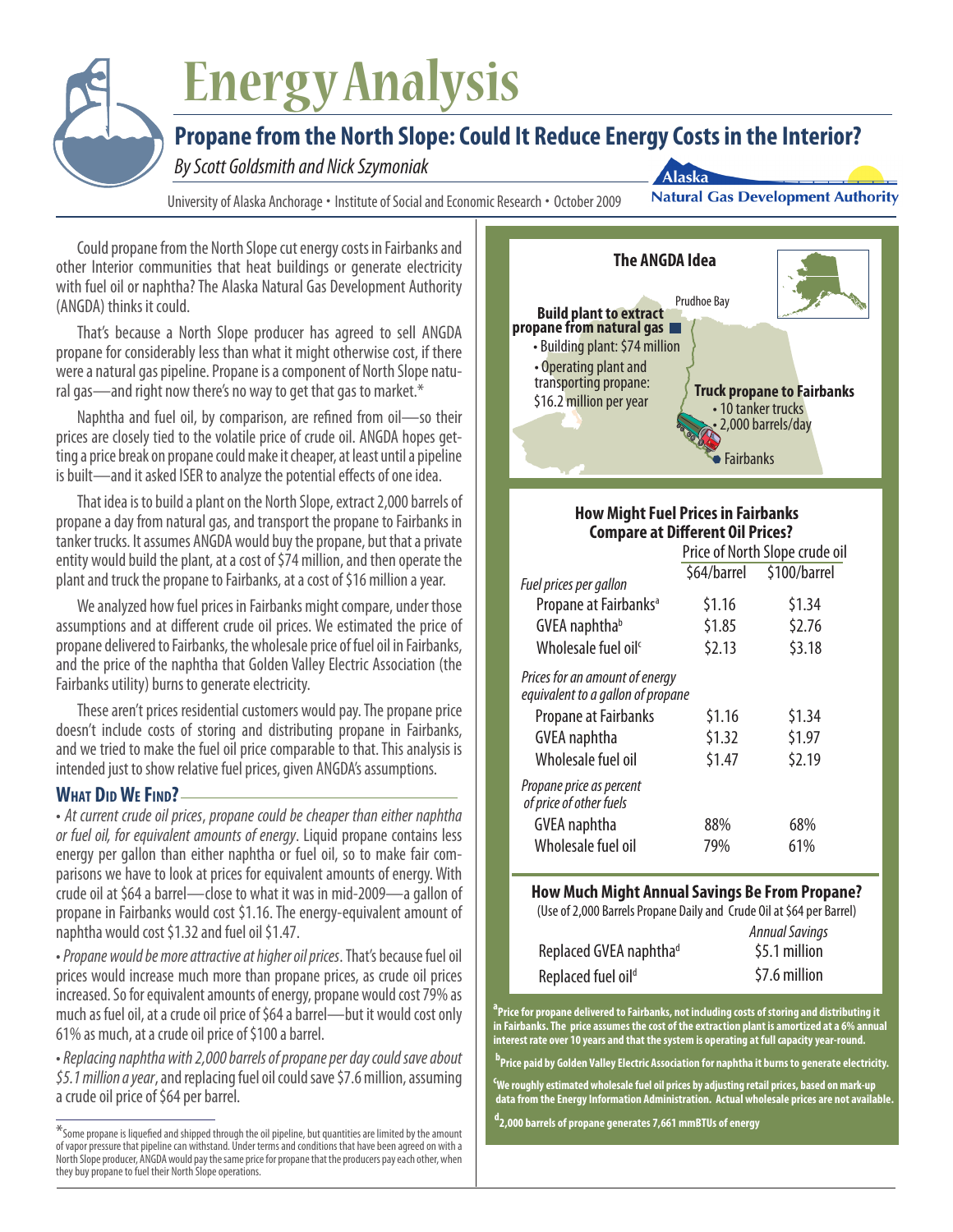# Energy Analysis

## Propane from the North Slope: Could It Reduce Energy Costs in the Interior?

*By Scott Goldsmith and Nick Szymoniak*

University of Alaska Anchorage • Institute of Social and Economic Research • October 2009

Alaska Natural Gas Development Authority

Could propane from the North Slope cut energy costs in Fairbanks and other Interior communities that heat buildings or generate electricity with fuel oil or naphtha? The Alaska Natural Gas Development Authority (ANGDA) thinks it could.

That's because a North Slope producer has agreed to sell ANGDA propane for considerably less than what it might otherwise cost, if there were a natural gas pipeline. Propane is a component of North Slope natural gas—and right now there's no way to get that gas to market.*

Naphtha and fuel oil, by comparison, are refined from oil—so their prices are closely tied to the volatile price of crude oil. ANGDA hopes getting a price break on propane could make it cheaper, at least until a pipeline is built—and it asked ISER to analyze the potential effects of one idea.

That idea is to build a plant on the North Slope, extract 2,000 barrels of propane a day from natural gas, and transport the propane to Fairbanks in tanker trucks. It assumes ANGDA would buy the propane, but that a private entity would build the plant, at a cost of $74 million, and then operate the plant and truck the propane to Fairbanks, at a cost of $16 million a year.

We analyzed how fuel prices in Fairbanks might compare, under those assumptions and at different crude oil prices. We estimated the price of propane delivered to Fairbanks, the wholesale price of fuel oil in Fairbanks, and the price of the naphtha that Golden Valley Electric Association (the Fairbanks utility) burns to generate electricity.

These aren't prices residential customers would pay. The propane price doesn't include costs of storing and distributing propane in Fairbanks, and we tried to make the fuel oil price comparable to that. This analysis is intended just to show relative fuel prices, given ANGDA's assumptions.

### What Did We Find?

• *At current crude oil prices, propane could be cheaper than either naphtha or fuel oil, for equivalent amounts of energy*. Liquid propane contains less energy per gallon than either naphtha or fuel oil, so to make fair comparisons we have to look at prices for equivalent amounts of energy. With crude oil at $64 a barrel—close to what it was in mid-2009—a gallon of propane in Fairbanks would cost $1.16. The energy-equivalent amount of naphtha would cost $1.32 and fuel oil $1.47.

• *Propane would be more attractive at higher oil prices*. That's because fuel oil prices would increase much more than propane prices, as crude oil prices increased. So for equivalent amounts of energy, propane would cost 79% as much as fuel oil, at a crude oil price of $64 a barrel—but it would cost only 61% as much, at a crude oil price of $100 a barrel.

• *Replacing naphtha with 2,000 barrels of propane per day could save about $5.1 million a year*, and replacing fuel oil could save $7.6 million, assuming a crude oil price of $64 per barrel.

*Some propane is liquefied and shipped through the oil pipeline, but quantities are limited by the amount of vapor pressure that pipeline can withstand. Under terms and conditions that have been agreed on with a North Slope producer, ANGDA would pay the same price for propane that the producers pay each other, when they buy propane to fuel their North Slope operations.

### The ANGDA Idea

Prudhoe Bay

**Build plant to extract propane from natural gas**
- Building plant: $74 million
- Operating plant and transporting propane: $16.2 million per year

**Truck propane to Fairbanks**
- 10 tanker trucks
- 2,000 barrels/day

Fairbanks

### How Might Fuel Prices in Fairbanks Compare at Different Oil Prices?

| | Price of North Slope crude oil | |
|---|---|---|
| | $64/barrel | $100/barrel |
| *Fuel prices per gallon* | | |
| Propane at Fairbanks[a] | $1.16 | $1.34 |
| GVEA naphtha[b] | $1.85 | $2.76 |
| Wholesale fuel oil[c] | $2.13 | $3.18 |
| *Prices for an amount of energy equivalent to a gallon of propane* | | |
| Propane at Fairbanks | $1.16 | $1.34 |
| GVEA naphtha | $1.32 | $1.97 |
| Wholesale fuel oil | $1.47 | $2.19 |
| *Propane price as percent of price of other fuels* | | |
| GVEA naphtha | 88% | 68% |
| Wholesale fuel oil | 79% | 61% |

### How Much Might Annual Savings Be From Propane?

(Use of 2,000 Barrels Propane Daily and Crude Oil at $64 per Barrel)

| | *Annual Savings* |
|---|---|
| Replaced GVEA naphtha[d] | $5.1 million |
| Replaced fuel oil[d] | $7.6 million |

**[a]Price for propane delivered to Fairbanks, not including costs of storing and distributing it in Fairbanks. The price assumes the cost of the extraction plant is amortized at a 6% annual interest rate over 10 years and that the system is operating at full capacity year-round.**

**[b]Price paid by Golden Valley Electric Association for naphtha it burns to generate electricity.**

**[c]We roughly estimated wholesale fuel oil prices by adjusting retail prices, based on mark-up data from the Energy Information Administration. Actual wholesale prices are not available.**

**[d]2,000 barrels of propane generates 7,661 mmBTUs of energy**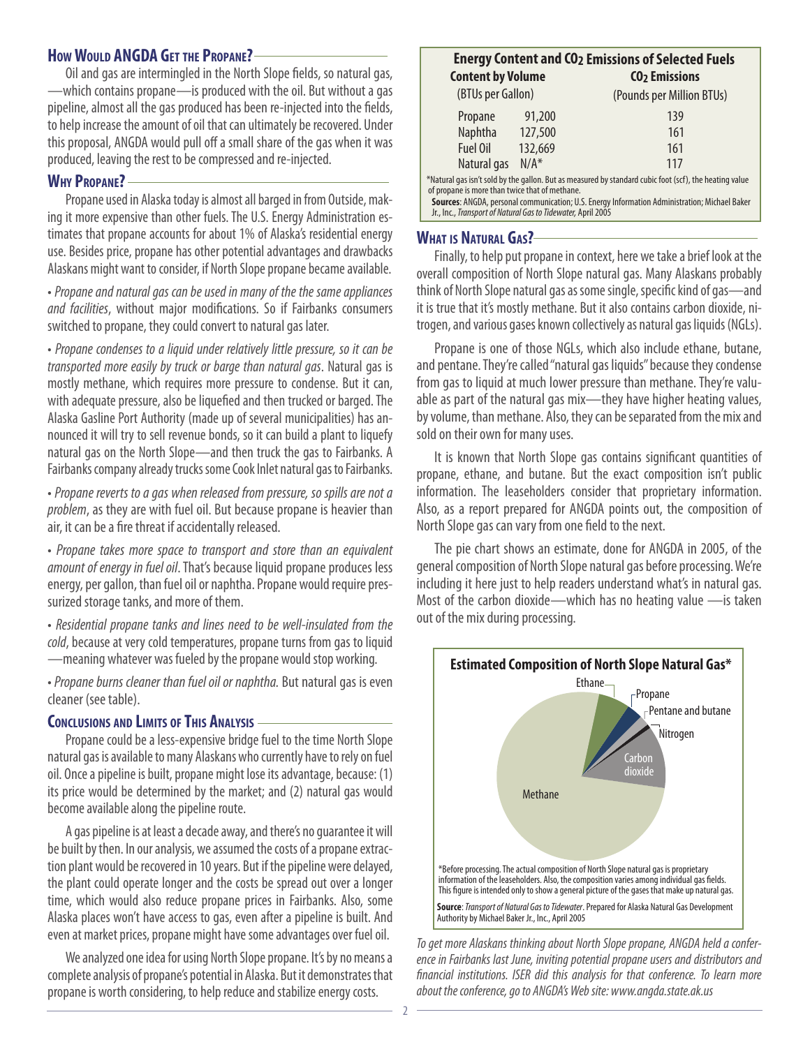## How Would ANGDA Get the Propane?

Oil and gas are intermingled in the North Slope fields, so natural gas, —which contains propane—is produced with the oil. But without a gas pipeline, almost all the gas produced has been re-injected into the fields, to help increase the amount of oil that can ultimately be recovered. Under this proposal, ANGDA would pull off a small share of the gas when it was produced, leaving the rest to be compressed and re-injected.

## Why Propane?

Propane used in Alaska today is almost all barged in from Outside, making it more expensive than other fuels. The U.S. Energy Administration estimates that propane accounts for about 1% of Alaska's residential energy use. Besides price, propane has other potential advantages and drawbacks Alaskans might want to consider, if North Slope propane became available.

• *Propane and natural gas can be used in many of the the same appliances and facilities*, without major modifications. So if Fairbanks consumers switched to propane, they could convert to natural gas later.

• *Propane condenses to a liquid under relatively little pressure, so it can be transported more easily by truck or barge than natural gas*. Natural gas is mostly methane, which requires more pressure to condense. But it can, with adequate pressure, also be liquefied and then trucked or barged. The Alaska Gasline Port Authority (made up of several municipalities) has announced it will try to sell revenue bonds, so it can build a plant to liquefy natural gas on the North Slope—and then truck the gas to Fairbanks. A Fairbanks company already trucks some Cook Inlet natural gas to Fairbanks.

• *Propane reverts to a gas when released from pressure, so spills are not a problem*, as they are with fuel oil. But because propane is heavier than air, it can be a fire threat if accidentally released.

• *Propane takes more space to transport and store than an equivalent amount of energy in fuel oil*. That's because liquid propane produces less energy, per gallon, than fuel oil or naphtha. Propane would require pressurized storage tanks, and more of them.

• *Residential propane tanks and lines need to be well-insulated from the cold*, because at very cold temperatures, propane turns from gas to liquid —meaning whatever was fueled by the propane would stop working.

• *Propane burns cleaner than fuel oil or naphtha.* But natural gas is even cleaner (see table).

## Conclusions and Limits of This Analysis

Propane could be a less-expensive bridge fuel to the time North Slope natural gas is available to many Alaskans who currently have to rely on fuel oil. Once a pipeline is built, propane might lose its advantage, because: (1) its price would be determined by the market; and (2) natural gas would become available along the pipeline route.

A gas pipeline is at least a decade away, and there's no guarantee it will be built by then. In our analysis, we assumed the costs of a propane extraction plant would be recovered in 10 years. But if the pipeline were delayed, the plant could operate longer and the costs be spread out over a longer time, which would also reduce propane prices in Fairbanks. Also, some Alaska places won't have access to gas, even after a pipeline is built. And even at market prices, propane might have some advantages over fuel oil.

We analyzed one idea for using North Slope propane. It's by no means a complete analysis of propane's potential in Alaska. But it demonstrates that propane is worth considering, to help reduce and stabilize energy costs.

**Energy Content and $CO_2$ Emissions of Selected Fuels**

| | Content by Volume (BTUs per Gallon) | $CO_2$ Emissions (Pounds per Million BTUs) |
|---|---|---|
| Propane | 91,200 | 139 |
| Naphtha | 127,500 | 161 |
| Fuel Oil | 132,669 | 161 |
| Natural gas | N/A* | 117 |

*Natural gas isn't sold by the gallon. But as measured by standard cubic foot (scf), the heating value of propane is more than twice that of methane.

**Sources**: ANGDA, personal communication; U.S. Energy Information Administration; Michael Baker Jr., Inc., *Transport of Natural Gas to Tidewater,* April 2005

## What is Natural Gas?

Finally, to help put propane in context, here we take a brief look at the overall composition of North Slope natural gas. Many Alaskans probably think of North Slope natural gas as some single, specific kind of gas—and it is true that it's mostly methane. But it also contains carbon dioxide, nitrogen, and various gases known collectively as natural gas liquids (NGLs).

Propane is one of those NGLs, which also include ethane, butane, and pentane. They're called "natural gas liquids" because they condense from gas to liquid at much lower pressure than methane. They're valuable as part of the natural gas mix—they have higher heating values, by volume, than methane. Also, they can be separated from the mix and sold on their own for many uses.

It is known that North Slope gas contains significant quantities of propane, ethane, and butane. But the exact composition isn't public information. The leaseholders consider that proprietary information. Also, as a report prepared for ANGDA points out, the composition of North Slope gas can vary from one field to the next.

The pie chart shows an estimate, done for ANGDA in 2005, of the general composition of North Slope natural gas before processing. We're including it here just to help readers understand what's in natural gas. Most of the carbon dioxide—which has no heating value —is taken out of the mix during processing.

**Estimated Composition of North Slope Natural Gas***

Ethane
Propane
Pentane and butane
Nitrogen
Carbon dioxide
Methane

*Before processing. The actual composition of North Slope natural gas is proprietary information of the leaseholders. Also, the composition varies among individual gas fields. This figure is intended only to show a general picture of the gases that make up natural gas.

**Source**: *Transport of Natural Gas to Tidewater*. Prepared for Alaska Natural Gas Development Authority by Michael Baker Jr., Inc., April 2005

*To get more Alaskans thinking about North Slope propane, ANGDA held a conference in Fairbanks last June, inviting potential propane users and distributors and financial institutions. ISER did this analysis for that conference. To learn more about the conference, go to ANGDA's Web site: www.angda.state.ak.us*